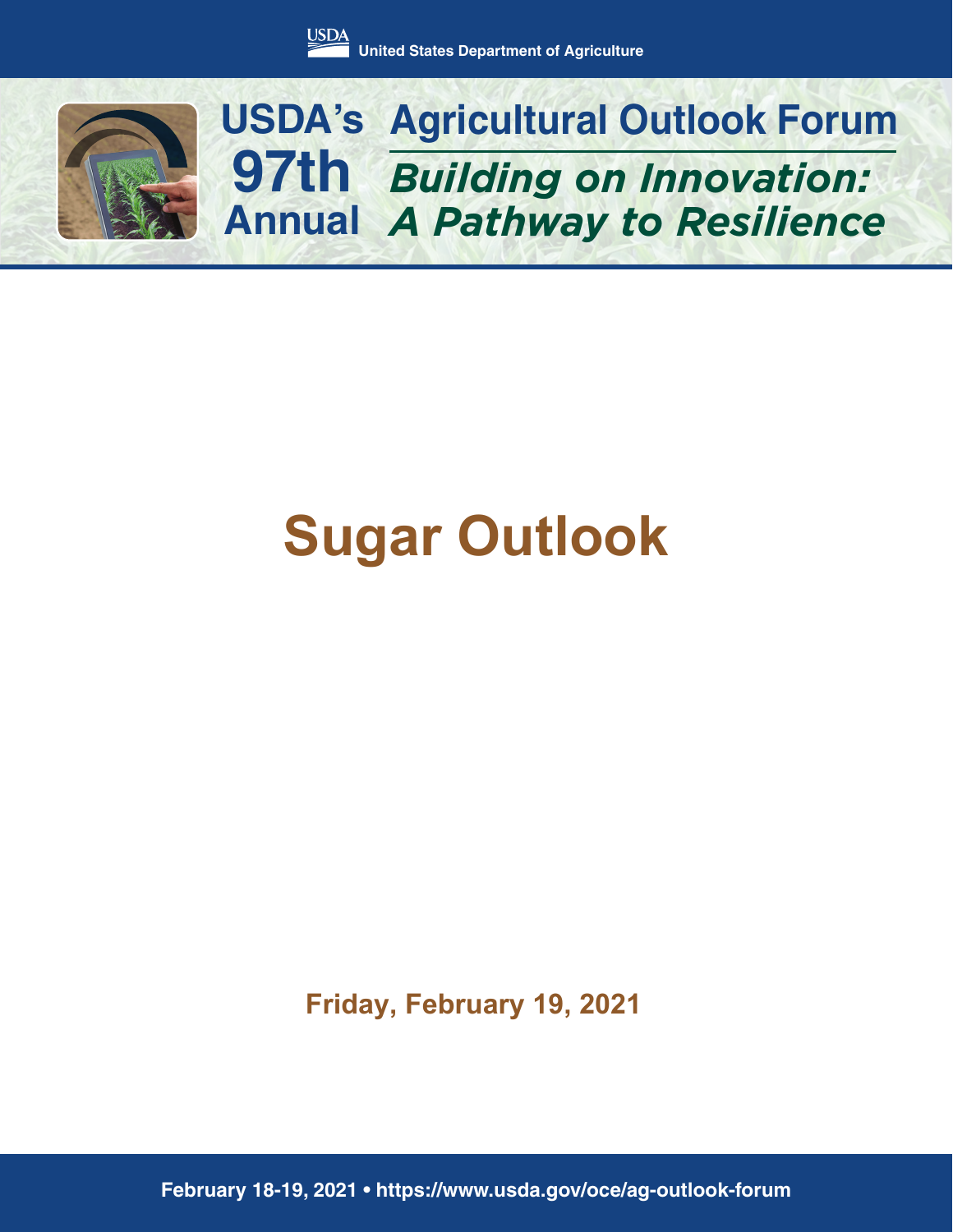USDA United States Department of Agriculture

# USDA's 97th Annual Agricultural Outlook Forum

## *Building on Innovation: A Pathway to Resilience*

# Sugar Outlook

**Friday, February 19, 2021**

**February 18-19, 2021 • https://www.usda.gov/oce/ag-outlook-forum**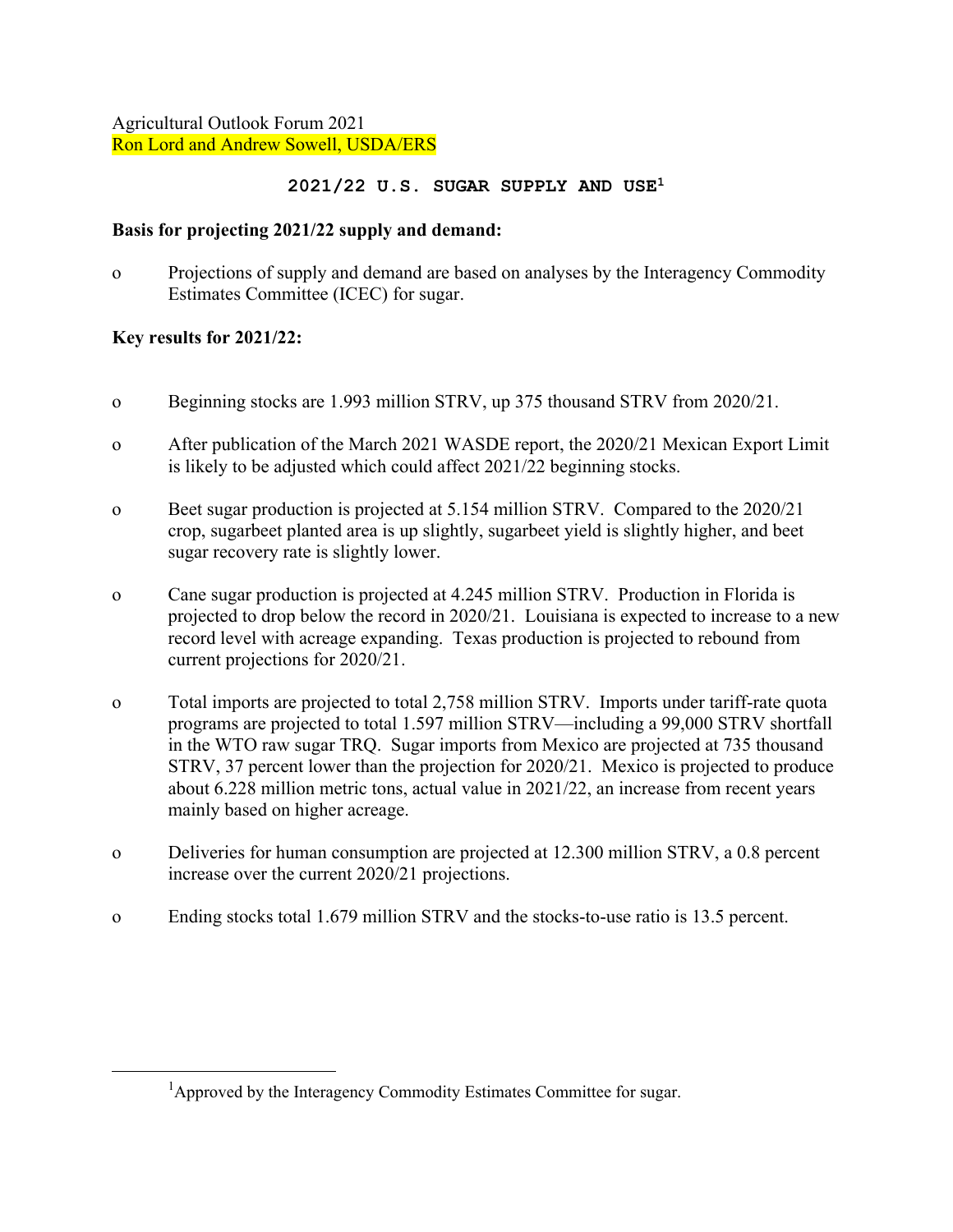Agricultural Outlook Forum 2021
Ron Lord and Andrew Sowell, USDA/ERS

## 2021/22 U.S. SUGAR SUPPLY AND USE[1]

**Basis for projecting 2021/22 supply and demand:**

- Projections of supply and demand are based on analyses by the Interagency Commodity Estimates Committee (ICEC) for sugar.

**Key results for 2021/22:**

- Beginning stocks are 1.993 million STRV, up 375 thousand STRV from 2020/21.
- After publication of the March 2021 WASDE report, the 2020/21 Mexican Export Limit is likely to be adjusted which could affect 2021/22 beginning stocks.
- Beet sugar production is projected at 5.154 million STRV. Compared to the 2020/21 crop, sugarbeet planted area is up slightly, sugarbeet yield is slightly higher, and beet sugar recovery rate is slightly lower.
- Cane sugar production is projected at 4.245 million STRV. Production in Florida is projected to drop below the record in 2020/21. Louisiana is expected to increase to a new record level with acreage expanding. Texas production is projected to rebound from current projections for 2020/21.
- Total imports are projected to total 2,758 million STRV. Imports under tariff-rate quota programs are projected to total 1.597 million STRV—including a 99,000 STRV shortfall in the WTO raw sugar TRQ. Sugar imports from Mexico are projected at 735 thousand STRV, 37 percent lower than the projection for 2020/21. Mexico is projected to produce about 6.228 million metric tons, actual value in 2021/22, an increase from recent years mainly based on higher acreage.
- Deliveries for human consumption are projected at 12.300 million STRV, a 0.8 percent increase over the current 2020/21 projections.
- Ending stocks total 1.679 million STRV and the stocks-to-use ratio is 13.5 percent.

---

[1] Approved by the Interagency Commodity Estimates Committee for sugar.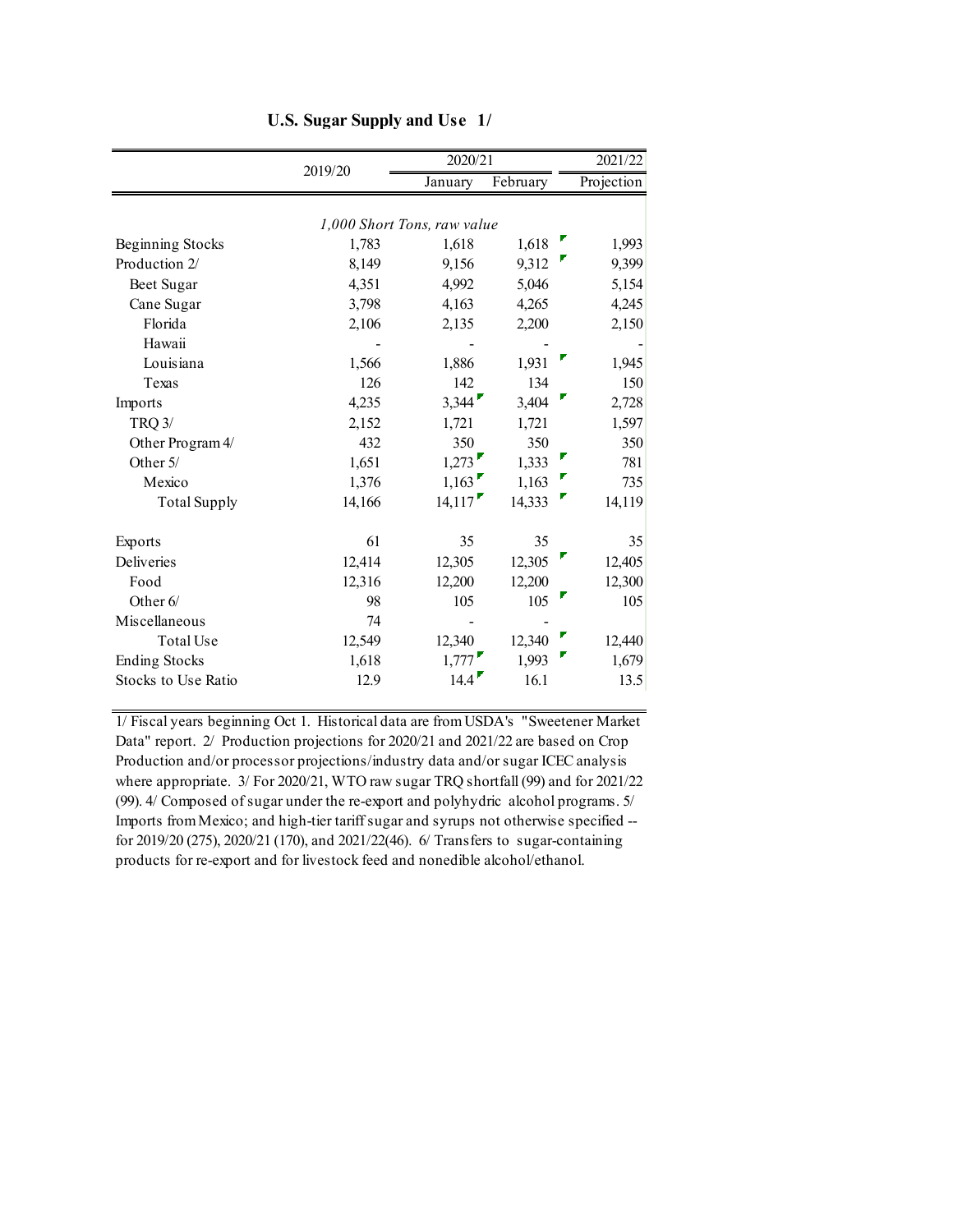## U.S. Sugar Supply and Use 1/

| | 2019/20 | 2020/21 | | 2021/22 |
|---|---|---|---|---|
| | | January | February | Projection |
| | *1,000 Short Tons, raw value* | | | |
| Beginning Stocks | 1,783 | 1,618 | 1,618 | 1,993 |
| Production 2/ | 8,149 | 9,156 | 9,312 | 9,399 |
| Beet Sugar | 4,351 | 4,992 | 5,046 | 5,154 |
| Cane Sugar | 3,798 | 4,163 | 4,265 | 4,245 |
| Florida | 2,106 | 2,135 | 2,200 | 2,150 |
| Hawaii | - | - | - | - |
| Louisiana | 1,566 | 1,886 | 1,931 | 1,945 |
| Texas | 126 | 142 | 134 | 150 |
| Imports | 4,235 | 3,344 | 3,404 | 2,728 |
| TRQ 3/ | 2,152 | 1,721 | 1,721 | 1,597 |
| Other Program 4/ | 432 | 350 | 350 | 350 |
| Other 5/ | 1,651 | 1,273 | 1,333 | 781 |
| Mexico | 1,376 | 1,163 | 1,163 | 735 |
| Total Supply | 14,166 | 14,117 | 14,333 | 14,119 |
| | | | | |
| Exports | 61 | 35 | 35 | 35 |
| Deliveries | 12,414 | 12,305 | 12,305 | 12,405 |
| Food | 12,316 | 12,200 | 12,200 | 12,300 |
| Other 6/ | 98 | 105 | 105 | 105 |
| Miscellaneous | 74 | - | - | |
| Total Use | 12,549 | 12,340 | 12,340 | 12,440 |
| Ending Stocks | 1,618 | 1,777 | 1,993 | 1,679 |
| Stocks to Use Ratio | 12.9 | 14.4 | 16.1 | 13.5 |

1/ Fiscal years beginning Oct 1. Historical data are from USDA's "Sweetener Market Data" report. 2/ Production projections for 2020/21 and 2021/22 are based on Crop Production and/or processor projections/industry data and/or sugar ICEC analysis where appropriate. 3/ For 2020/21, WTO raw sugar TRQ shortfall (99) and for 2021/22 (99). 4/ Composed of sugar under the re-export and polyhydric alcohol programs. 5/ Imports from Mexico; and high-tier tariff sugar and syrups not otherwise specified -- for 2019/20 (275), 2020/21 (170), and 2021/22(46). 6/ Transfers to sugar-containing products for re-export and for livestock feed and nonedible alcohol/ethanol.